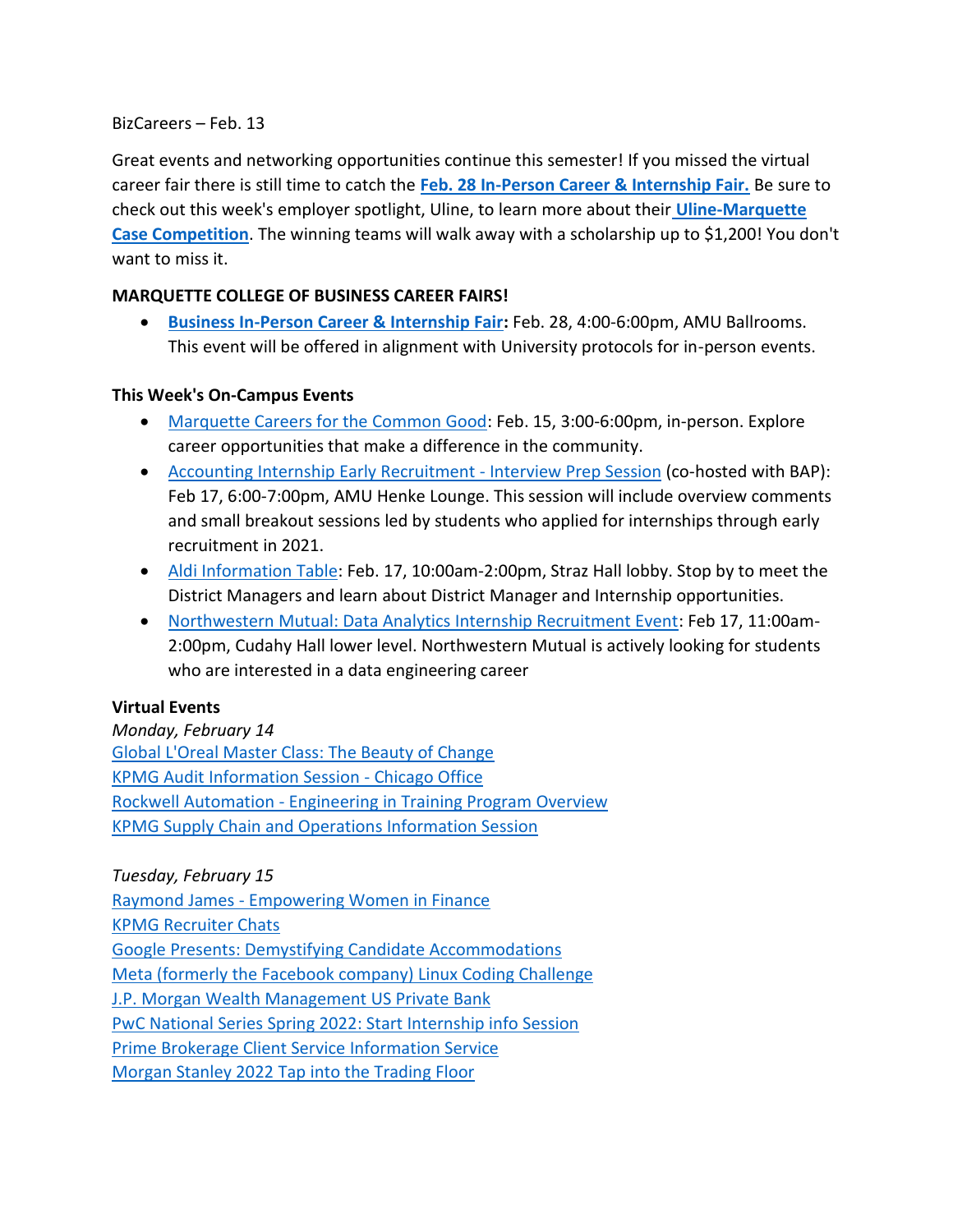BizCareers – Feb. 13

Great events and networking opportunities continue this semester! If you missed the virtual career fair there is still time to catch the **Feb. 28 In-Person Career & Internship Fair.** Be sure to check out this week's employer spotlight, Uline, to learn more about their **Uline-Marquette Case Competition**. The winning teams will walk away with a scholarship up to $1,200! You don't want to miss it.

**MARQUETTE COLLEGE OF BUSINESS CAREER FAIRS!**

- **Business In-Person Career & Internship Fair:** Feb. 28, 4:00-6:00pm, AMU Ballrooms. This event will be offered in alignment with University protocols for in-person events.

**This Week's On-Campus Events**

- Marquette Careers for the Common Good: Feb. 15, 3:00-6:00pm, in-person. Explore career opportunities that make a difference in the community.
- Accounting Internship Early Recruitment - Interview Prep Session (co-hosted with BAP): Feb 17, 6:00-7:00pm, AMU Henke Lounge. This session will include overview comments and small breakout sessions led by students who applied for internships through early recruitment in 2021.
- Aldi Information Table: Feb. 17, 10:00am-2:00pm, Straz Hall lobby. Stop by to meet the District Managers and learn about District Manager and Internship opportunities.
- Northwestern Mutual: Data Analytics Internship Recruitment Event: Feb 17, 11:00am-2:00pm, Cudahy Hall lower level. Northwestern Mutual is actively looking for students who are interested in a data engineering career

**Virtual Events**

*Monday, February 14*

Global L'Oreal Master Class: The Beauty of Change
KPMG Audit Information Session - Chicago Office
Rockwell Automation - Engineering in Training Program Overview
KPMG Supply Chain and Operations Information Session

*Tuesday, February 15*

Raymond James - Empowering Women in Finance
KPMG Recruiter Chats
Google Presents: Demystifying Candidate Accommodations
Meta (formerly the Facebook company) Linux Coding Challenge
J.P. Morgan Wealth Management US Private Bank
PwC National Series Spring 2022: Start Internship info Session
Prime Brokerage Client Service Information Service
Morgan Stanley 2022 Tap into the Trading Floor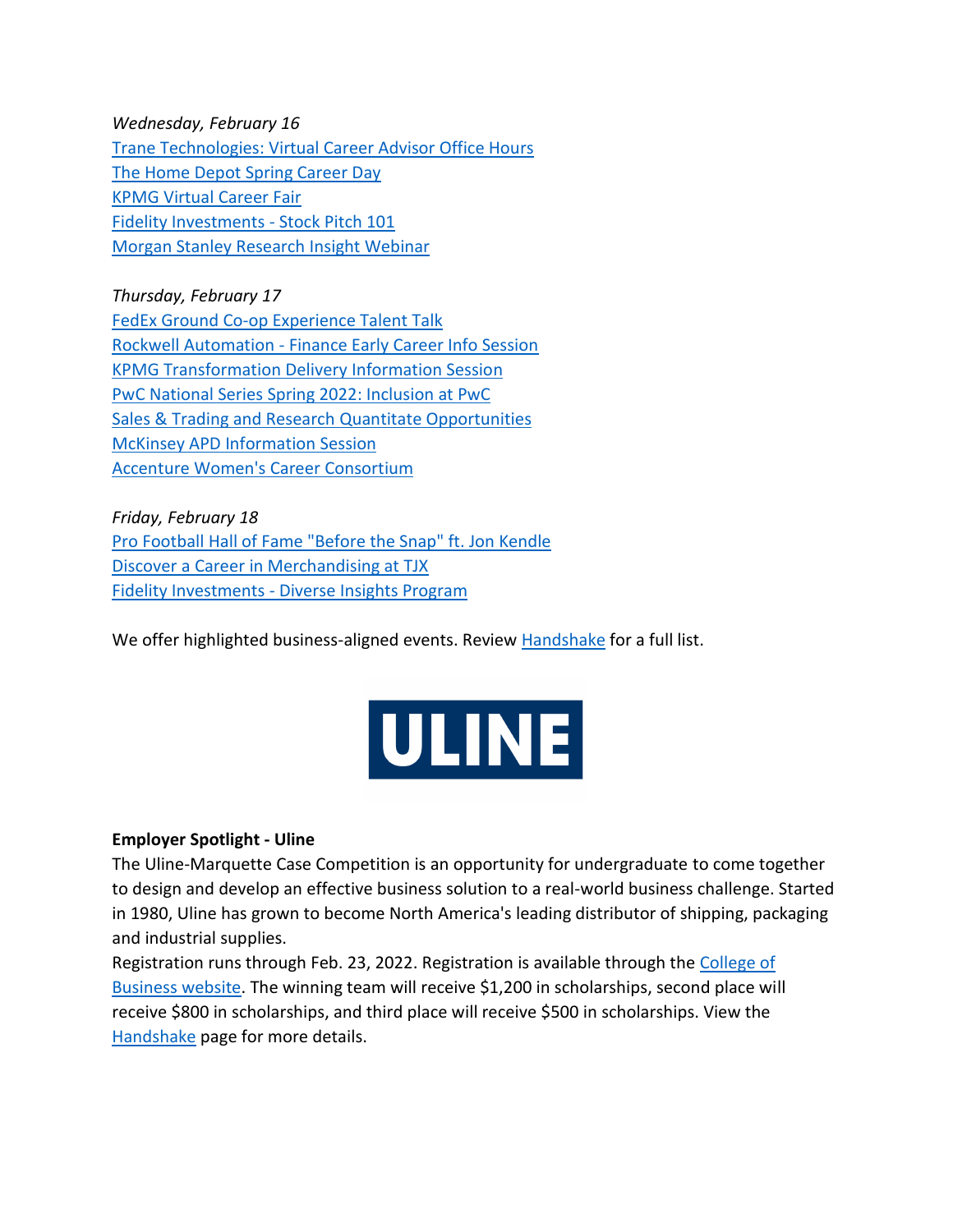*Wednesday, February 16*
Trane Technologies: Virtual Career Advisor Office Hours
The Home Depot Spring Career Day
KPMG Virtual Career Fair
Fidelity Investments - Stock Pitch 101
Morgan Stanley Research Insight Webinar

*Thursday, February 17*
FedEx Ground Co-op Experience Talent Talk
Rockwell Automation - Finance Early Career Info Session
KPMG Transformation Delivery Information Session
PwC National Series Spring 2022: Inclusion at PwC
Sales & Trading and Research Quantitate Opportunities
McKinsey APD Information Session
Accenture Women's Career Consortium

*Friday, February 18*
Pro Football Hall of Fame "Before the Snap" ft. Jon Kendle
Discover a Career in Merchandising at TJX
Fidelity Investments - Diverse Insights Program

We offer highlighted business-aligned events. Review Handshake for a full list.

ULINE

**Employer Spotlight - Uline**
The Uline-Marquette Case Competition is an opportunity for undergraduate to come together to design and develop an effective business solution to a real-world business challenge. Started in 1980, Uline has grown to become North America's leading distributor of shipping, packaging and industrial supplies.
Registration runs through Feb. 23, 2022. Registration is available through the College of Business website. The winning team will receive $1,200 in scholarships, second place will receive $800 in scholarships, and third place will receive $500 in scholarships. View the Handshake page for more details.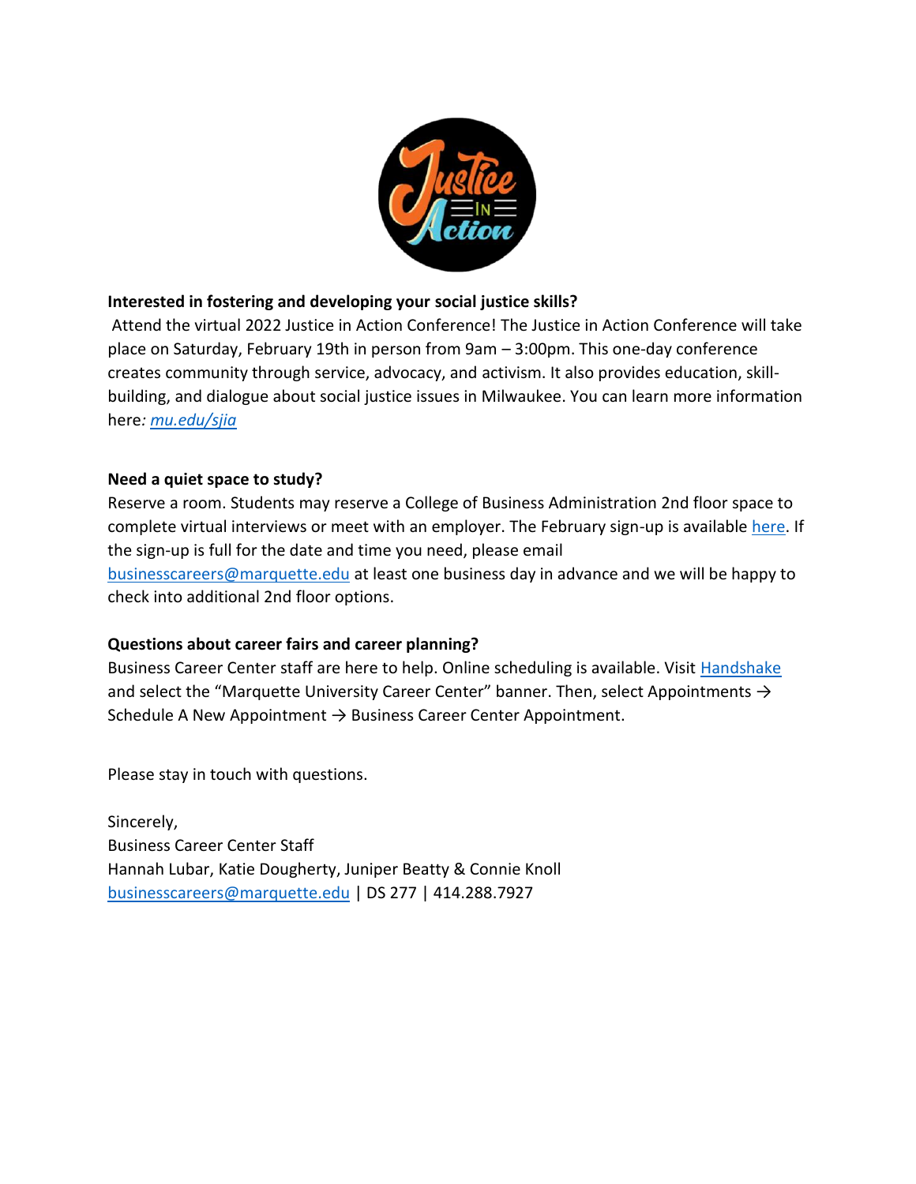**Interested in fostering and developing your social justice skills?**

Attend the virtual 2022 Justice in Action Conference! The Justice in Action Conference will take place on Saturday, February 19th in person from 9am – 3:00pm. This one-day conference creates community through service, advocacy, and activism. It also provides education, skill-building, and dialogue about social justice issues in Milwaukee. You can learn more information here*: [mu.edu/sjia](mu.edu/sjia)*

**Need a quiet space to study?**

Reserve a room. Students may reserve a College of Business Administration 2nd floor space to complete virtual interviews or meet with an employer. The February sign-up is available here. If the sign-up is full for the date and time you need, please email businesscareers@marquette.edu at least one business day in advance and we will be happy to check into additional 2nd floor options.

**Questions about career fairs and career planning?**

Business Career Center staff are here to help. Online scheduling is available. Visit Handshake and select the "Marquette University Career Center" banner. Then, select Appointments → Schedule A New Appointment → Business Career Center Appointment.

Please stay in touch with questions.

Sincerely,
Business Career Center Staff
Hannah Lubar, Katie Dougherty, Juniper Beatty & Connie Knoll
businesscareers@marquette.edu | DS 277 | 414.288.7927